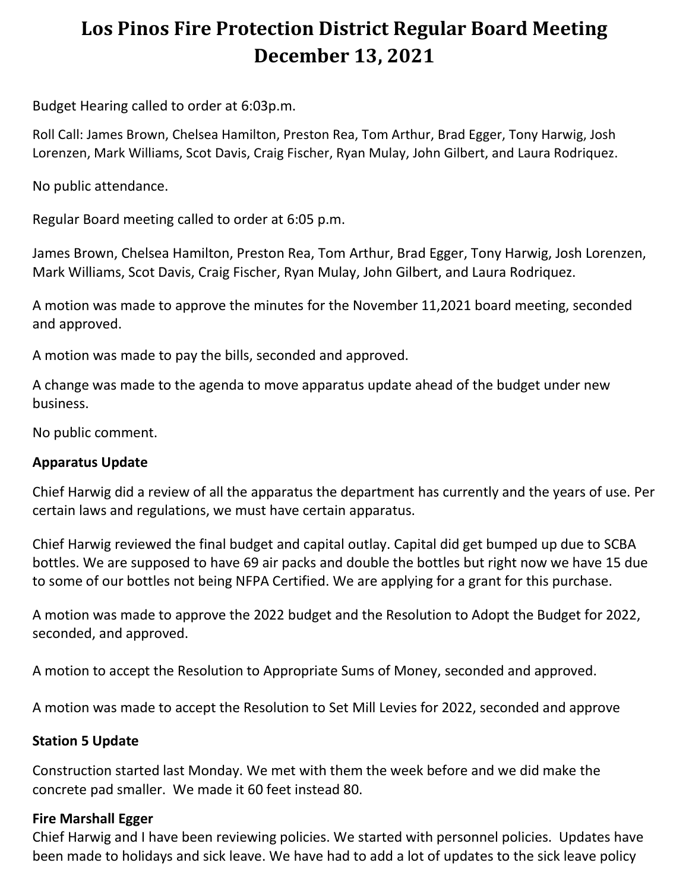# Los Pinos Fire Protection District Regular Board Meeting December 13, 2021

Budget Hearing called to order at 6:03p.m.

Roll Call: James Brown, Chelsea Hamilton, Preston Rea, Tom Arthur, Brad Egger, Tony Harwig, Josh Lorenzen, Mark Williams, Scot Davis, Craig Fischer, Ryan Mulay, John Gilbert, and Laura Rodriquez.

No public attendance.

Regular Board meeting called to order at 6:05 p.m.

James Brown, Chelsea Hamilton, Preston Rea, Tom Arthur, Brad Egger, Tony Harwig, Josh Lorenzen, Mark Williams, Scot Davis, Craig Fischer, Ryan Mulay, John Gilbert, and Laura Rodriquez.

A motion was made to approve the minutes for the November 11,2021 board meeting, seconded and approved.

A motion was made to pay the bills, seconded and approved.

A change was made to the agenda to move apparatus update ahead of the budget under new business.

No public comment.

**Apparatus Update**

Chief Harwig did a review of all the apparatus the department has currently and the years of use. Per certain laws and regulations, we must have certain apparatus.

Chief Harwig reviewed the final budget and capital outlay. Capital did get bumped up due to SCBA bottles. We are supposed to have 69 air packs and double the bottles but right now we have 15 due to some of our bottles not being NFPA Certified. We are applying for a grant for this purchase.

A motion was made to approve the 2022 budget and the Resolution to Adopt the Budget for 2022, seconded, and approved.

A motion to accept the Resolution to Appropriate Sums of Money, seconded and approved.

A motion was made to accept the Resolution to Set Mill Levies for 2022, seconded and approve

**Station 5 Update**

Construction started last Monday. We met with them the week before and we did make the concrete pad smaller. We made it 60 feet instead 80.

**Fire Marshall Egger**

Chief Harwig and I have been reviewing policies. We started with personnel policies. Updates have been made to holidays and sick leave. We have had to add a lot of updates to the sick leave policy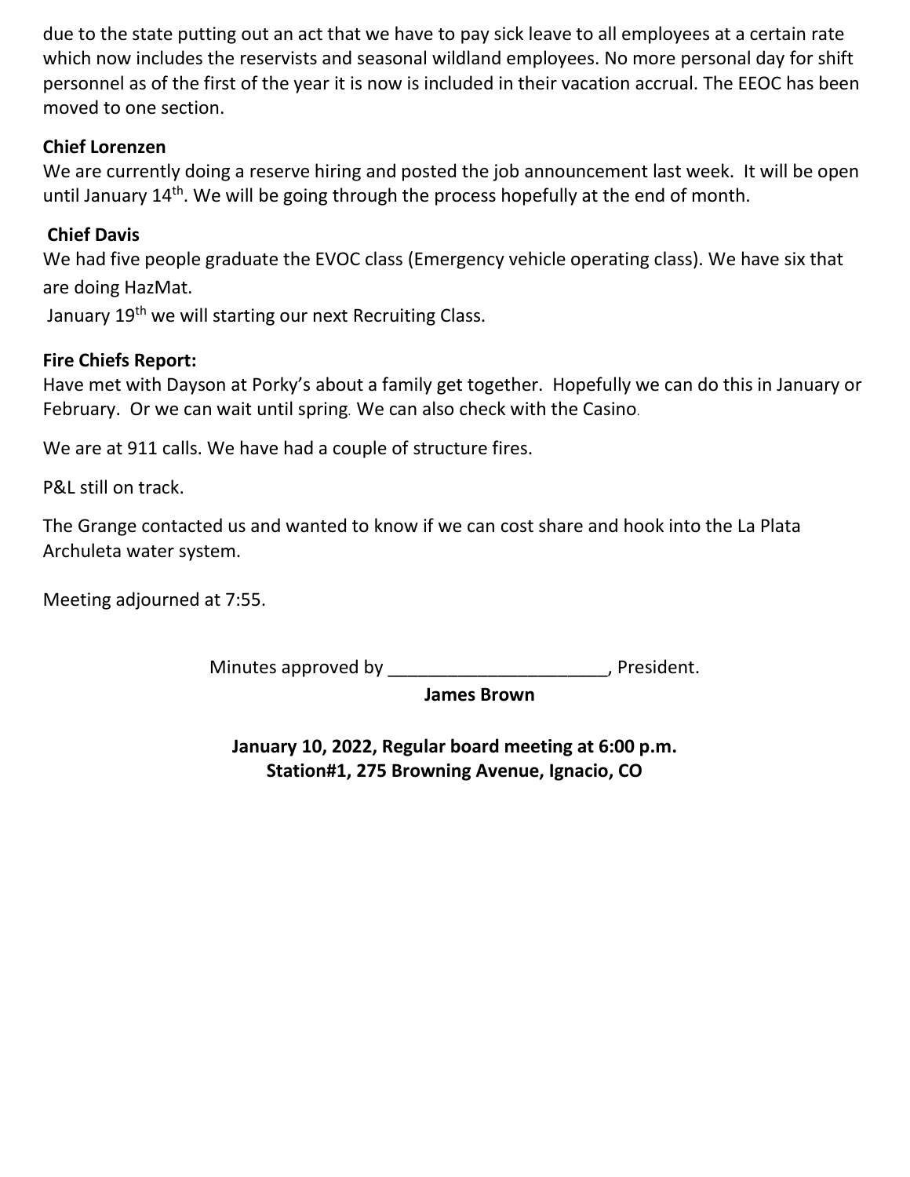due to the state putting out an act that we have to pay sick leave to all employees at a certain rate which now includes the reservists and seasonal wildland employees. No more personal day for shift personnel as of the first of the year it is now is included in their vacation accrual. The EEOC has been moved to one section.

**Chief Lorenzen**

We are currently doing a reserve hiring and posted the job announcement last week. It will be open until January 14th. We will be going through the process hopefully at the end of month.

**Chief Davis**

We had five people graduate the EVOC class (Emergency vehicle operating class). We have six that are doing HazMat.

January 19th we will starting our next Recruiting Class.

**Fire Chiefs Report:**

Have met with Dayson at Porky's about a family get together. Hopefully we can do this in January or February. Or we can wait until spring. We can also check with the Casino.

We are at 911 calls. We have had a couple of structure fires.

P&L still on track.

The Grange contacted us and wanted to know if we can cost share and hook into the La Plata Archuleta water system.

Meeting adjourned at 7:55.

Minutes approved by ______________________, President.

**James Brown**

**January 10, 2022, Regular board meeting at 6:00 p.m.**
**Station#1, 275 Browning Avenue, Ignacio, CO**